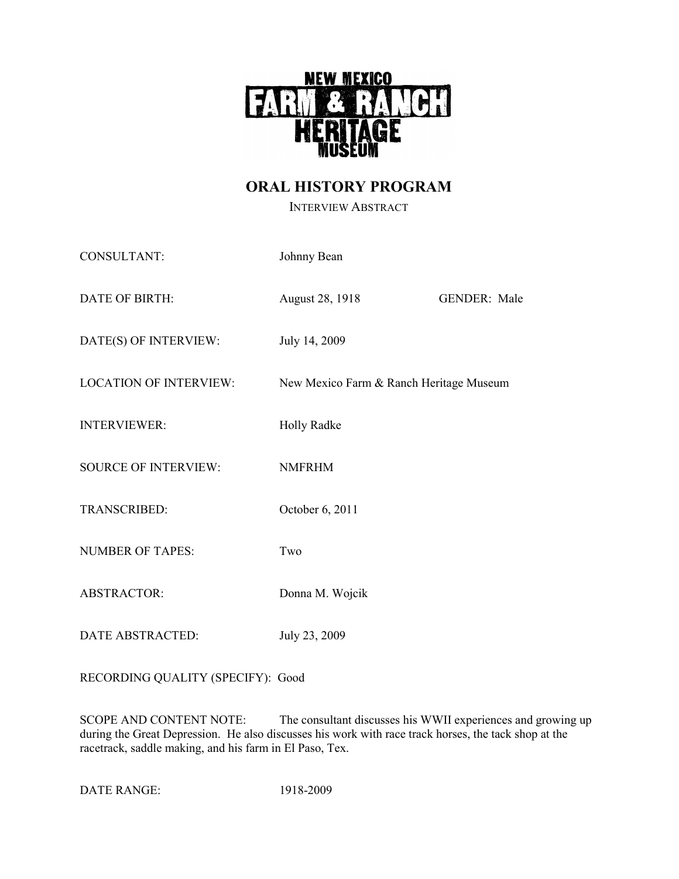NEW MEXICO
FARM & RANCH
HERITAGE
MUSEUM

# ORAL HISTORY PROGRAM

INTERVIEW ABSTRACT

CONSULTANT: Johnny Bean

DATE OF BIRTH: August 28, 1918 GENDER: Male

DATE(S) OF INTERVIEW: July 14, 2009

LOCATION OF INTERVIEW: New Mexico Farm & Ranch Heritage Museum

INTERVIEWER: Holly Radke

SOURCE OF INTERVIEW: NMFRHM

TRANSCRIBED: October 6, 2011

NUMBER OF TAPES: Two

ABSTRACTOR: Donna M. Wojcik

DATE ABSTRACTED: July 23, 2009

RECORDING QUALITY (SPECIFY): Good

SCOPE AND CONTENT NOTE: The consultant discusses his WWII experiences and growing up during the Great Depression. He also discusses his work with race track horses, the tack shop at the racetrack, saddle making, and his farm in El Paso, Tex.

DATE RANGE: 1918-2009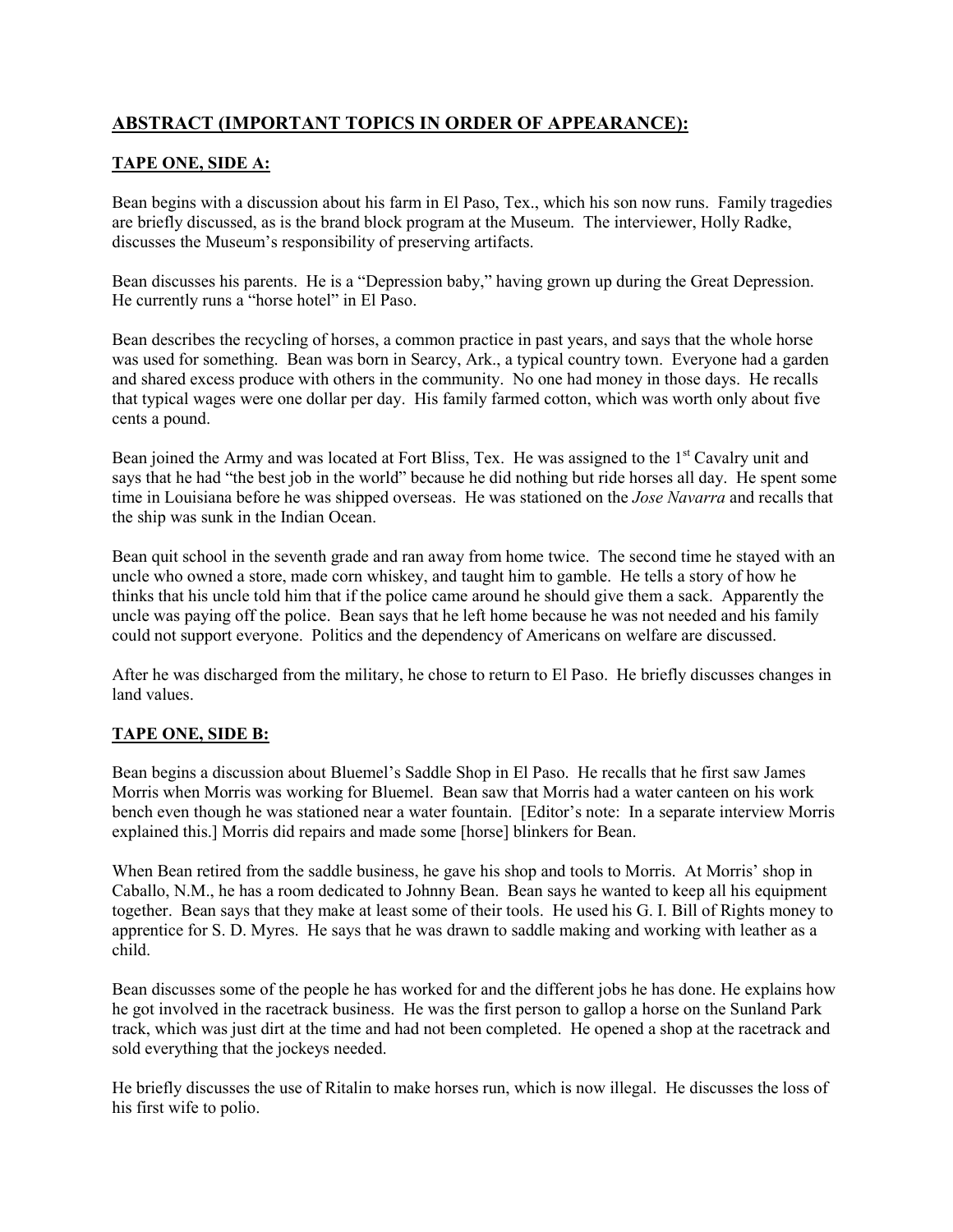## ABSTRACT (IMPORTANT TOPICS IN ORDER OF APPEARANCE):

### TAPE ONE, SIDE A:

Bean begins with a discussion about his farm in El Paso, Tex., which his son now runs. Family tragedies are briefly discussed, as is the brand block program at the Museum. The interviewer, Holly Radke, discusses the Museum's responsibility of preserving artifacts.

Bean discusses his parents. He is a "Depression baby," having grown up during the Great Depression. He currently runs a "horse hotel" in El Paso.

Bean describes the recycling of horses, a common practice in past years, and says that the whole horse was used for something. Bean was born in Searcy, Ark., a typical country town. Everyone had a garden and shared excess produce with others in the community. No one had money in those days. He recalls that typical wages were one dollar per day. His family farmed cotton, which was worth only about five cents a pound.

Bean joined the Army and was located at Fort Bliss, Tex. He was assigned to the 1st Cavalry unit and says that he had "the best job in the world" because he did nothing but ride horses all day. He spent some time in Louisiana before he was shipped overseas. He was stationed on the *Jose Navarra* and recalls that the ship was sunk in the Indian Ocean.

Bean quit school in the seventh grade and ran away from home twice. The second time he stayed with an uncle who owned a store, made corn whiskey, and taught him to gamble. He tells a story of how he thinks that his uncle told him that if the police came around he should give them a sack. Apparently the uncle was paying off the police. Bean says that he left home because he was not needed and his family could not support everyone. Politics and the dependency of Americans on welfare are discussed.

After he was discharged from the military, he chose to return to El Paso. He briefly discusses changes in land values.

### TAPE ONE, SIDE B:

Bean begins a discussion about Bluemel's Saddle Shop in El Paso. He recalls that he first saw James Morris when Morris was working for Bluemel. Bean saw that Morris had a water canteen on his work bench even though he was stationed near a water fountain. [Editor's note: In a separate interview Morris explained this.] Morris did repairs and made some [horse] blinkers for Bean.

When Bean retired from the saddle business, he gave his shop and tools to Morris. At Morris' shop in Caballo, N.M., he has a room dedicated to Johnny Bean. Bean says he wanted to keep all his equipment together. Bean says that they make at least some of their tools. He used his G. I. Bill of Rights money to apprentice for S. D. Myres. He says that he was drawn to saddle making and working with leather as a child.

Bean discusses some of the people he has worked for and the different jobs he has done. He explains how he got involved in the racetrack business. He was the first person to gallop a horse on the Sunland Park track, which was just dirt at the time and had not been completed. He opened a shop at the racetrack and sold everything that the jockeys needed.

He briefly discusses the use of Ritalin to make horses run, which is now illegal. He discusses the loss of his first wife to polio.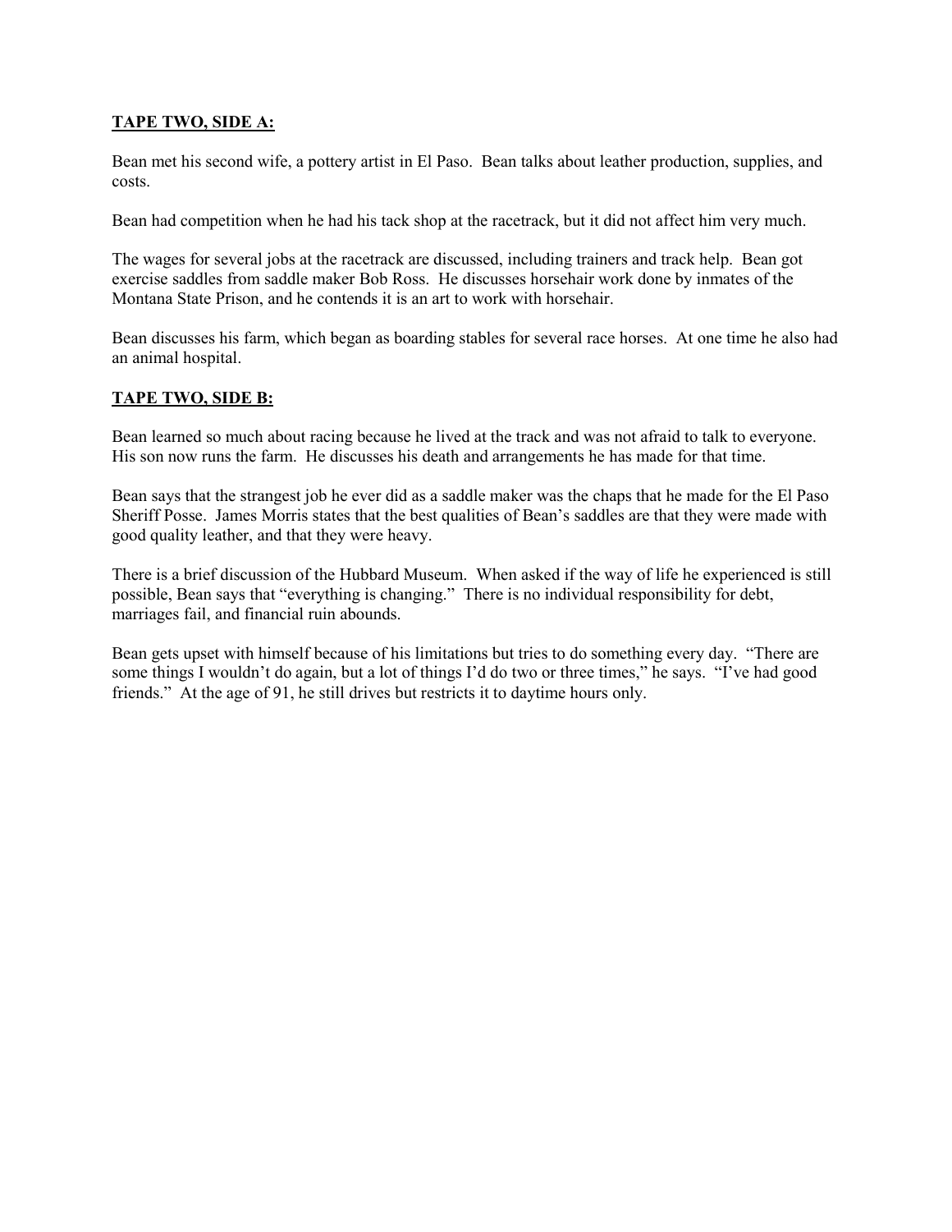**TAPE TWO, SIDE A:**

Bean met his second wife, a pottery artist in El Paso. Bean talks about leather production, supplies, and costs.

Bean had competition when he had his tack shop at the racetrack, but it did not affect him very much.

The wages for several jobs at the racetrack are discussed, including trainers and track help. Bean got exercise saddles from saddle maker Bob Ross. He discusses horsehair work done by inmates of the Montana State Prison, and he contends it is an art to work with horsehair.

Bean discusses his farm, which began as boarding stables for several race horses. At one time he also had an animal hospital.

**TAPE TWO, SIDE B:**

Bean learned so much about racing because he lived at the track and was not afraid to talk to everyone. His son now runs the farm. He discusses his death and arrangements he has made for that time.

Bean says that the strangest job he ever did as a saddle maker was the chaps that he made for the El Paso Sheriff Posse. James Morris states that the best qualities of Bean's saddles are that they were made with good quality leather, and that they were heavy.

There is a brief discussion of the Hubbard Museum. When asked if the way of life he experienced is still possible, Bean says that "everything is changing." There is no individual responsibility for debt, marriages fail, and financial ruin abounds.

Bean gets upset with himself because of his limitations but tries to do something every day. "There are some things I wouldn't do again, but a lot of things I'd do two or three times," he says. "I've had good friends." At the age of 91, he still drives but restricts it to daytime hours only.